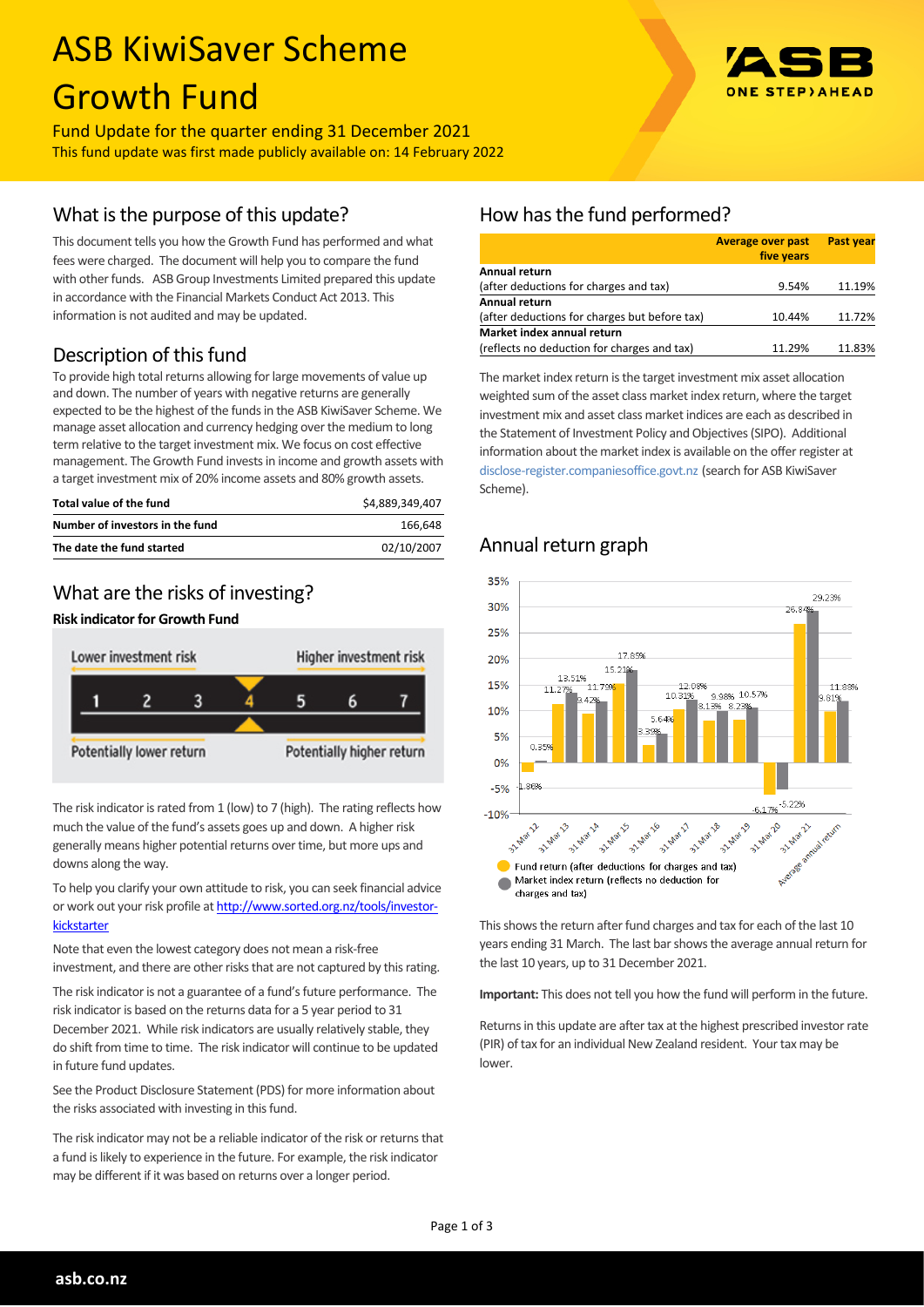# ASB KiwiSaver Scheme Growth Fund

Fund Update for the quarter ending 31 December 2021

This fund update was first made publicly available on: 14 February 2022

## What is the purpose of this update?

This document tells you how the Growth Fund has performed and what fees were charged. The document will help you to compare the fund with other funds. ASB Group Investments Limited prepared this update in accordance with the Financial Markets Conduct Act 2013. This information is not audited and may be updated.

## Description of this fund

To provide high total returns allowing for large movements of value up and down. The number of years with negative returns are generally expected to be the highest of the funds in the ASB KiwiSaver Scheme. We manage asset allocation and currency hedging over the medium to long term relative to the target investment mix. We focus on cost effective management. The Growth Fund invests in income and growth assets with a target investment mix of 20% income assets and 80% growth assets.

| | |
|---|---|
| **Total value of the fund** | $4,889,349,407 |
| **Number of investors in the fund** | 166,648 |
| **The date the fund started** | 02/10/2007 |

## What are the risks of investing?

### Risk indicator for Growth Fund

Lower investment risk — Higher investment risk

1 2 3 **4** 5 6 7

Potentially lower return — Potentially higher return

The risk indicator is rated from 1 (low) to 7 (high). The rating reflects how much the value of the fund's assets goes up and down. A higher risk generally means higher potential returns over time, but more ups and downs along the way.

To help you clarify your own attitude to risk, you can seek financial advice or work out your risk profile at http://www.sorted.org.nz/tools/investor-kickstarter

Note that even the lowest category does not mean a risk-free investment, and there are other risks that are not captured by this rating.

The risk indicator is not a guarantee of a fund's future performance. The risk indicator is based on the returns data for a 5 year period to 31 December 2021. While risk indicators are usually relatively stable, they do shift from time to time. The risk indicator will continue to be updated in future fund updates.

See the Product Disclosure Statement (PDS) for more information about the risks associated with investing in this fund.

The risk indicator may not be a reliable indicator of the risk or returns that a fund is likely to experience in the future. For example, the risk indicator may be different if it was based on returns over a longer period.

## How has the fund performed?

| | Average over past five years | Past year |
|---|---|---|
| **Annual return** (after deductions for charges and tax) | 9.54% | 11.19% |
| **Annual return** (after deductions for charges but before tax) | 10.44% | 11.72% |
| **Market index annual return** (reflects no deduction for charges and tax) | 11.29% | 11.83% |

The market index return is the target investment mix asset allocation weighted sum of the asset class market index return, where the target investment mix and asset class market indices are each as described in the Statement of Investment Policy and Objectives (SIPO). Additional information about the market index is available on the offer register at disclose-register.companiesoffice.govt.nz (search for ASB KiwiSaver Scheme).

## Annual return graph

| | Fund return (after deductions for charges and tax) | Market index return (reflects no deduction for charges and tax) |
|---|---|---|
| 31 Mar 12 | -1.86% | 0.35% |
| 31 Mar 13 | 11.27% | 13.51% |
| 31 Mar 14 | 9.42% | 11.79% |
| 31 Mar 15 | 15.21% | 17.85% |
| 31 Mar 16 | 3.39% | 5.64% |
| 31 Mar 17 | 10.31% | 12.08% |
| 31 Mar 18 | 8.13% | 9.98% |
| 31 Mar 19 | 8.23% | 10.57% |
| 31 Mar 20 | -6.17% | -5.22% |
| 31 Mar 21 | 26.84% | 29.23% |
| Average annual return | 9.81% | 11.88% |

This shows the return after fund charges and tax for each of the last 10 years ending 31 March. The last bar shows the average annual return for the last 10 years, up to 31 December 2021.

**Important:** This does not tell you how the fund will perform in the future.

Returns in this update are after tax at the highest prescribed investor rate (PIR) of tax for an individual New Zealand resident. Your tax may be lower.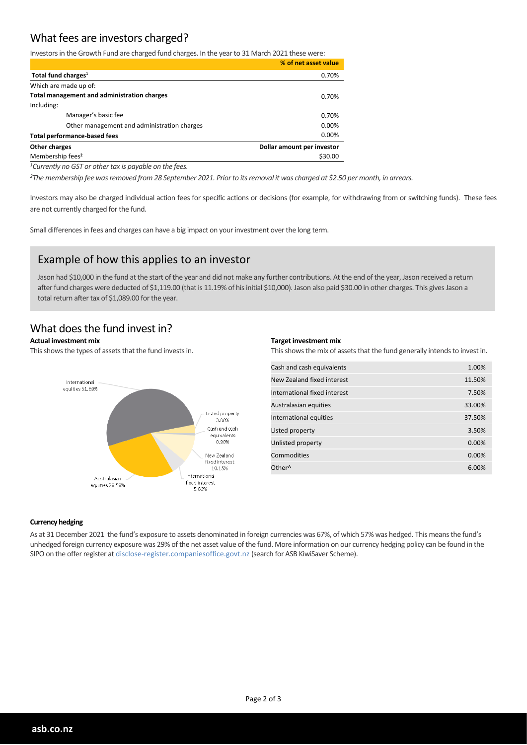## What fees are investors charged?

Investors in the Growth Fund are charged fund charges. In the year to 31 March 2021 these were:

| | % of net asset value |
|---|---|
| **Total fund charges**[1] | 0.70% |
| Which are made up of: | |
| **Total management and administration charges** | 0.70% |
| Including: | |
| Manager's basic fee | 0.70% |
| Other management and administration charges | 0.00% |
| **Total performance-based fees** | 0.00% |
| **Other charges** | **Dollar amount per investor** |
| Membership fees[2] | $30.00 |

*[1]Currently no GST or other tax is payable on the fees.*

*[2]The membership fee was removed from 28 September 2021. Prior to its removal it was charged at $2.50 per month, in arrears.*

Investors may also be charged individual action fees for specific actions or decisions (for example, for withdrawing from or switching funds). These fees are not currently charged for the fund.

Small differences in fees and charges can have a big impact on your investment over the long term.

## Example of how this applies to an investor

Jason had $10,000 in the fund at the start of the year and did not make any further contributions. At the end of the year, Jason received a return after fund charges were deducted of $1,119.00 (that is 11.19% of his initial $10,000). Jason also paid $30.00 in other charges. This gives Jason a total return after tax of $1,089.00 for the year.

## What does the fund invest in?

**Actual investment mix**

This shows the types of assets that the fund invests in.

International equities 51.69%

Listed property 3.08%

Cash and cash equivalents 0.90%

New Zealand fixed interest 10.15%

International fixed interest 5.60%

Australasian equities 28.58%

**Target investment mix**

This shows the mix of assets that the fund generally intends to invest in.

| | |
|---|---|
| Cash and cash equivalents | 1.00% |
| New Zealand fixed interest | 11.50% |
| International fixed interest | 7.50% |
| Australasian equities | 33.00% |
| International equities | 37.50% |
| Listed property | 3.50% |
| Unlisted property | 0.00% |
| Commodities | 0.00% |
| Other^ | 6.00% |

**Currency hedging**

As at 31 December 2021 the fund's exposure to assets denominated in foreign currencies was 67%, of which 57% was hedged. This means the fund's unhedged foreign currency exposure was 29% of the net asset value of the fund. More information on our currency hedging policy can be found in the SIPO on the offer register at disclose-register.companiesoffice.govt.nz (search for ASB KiwiSaver Scheme).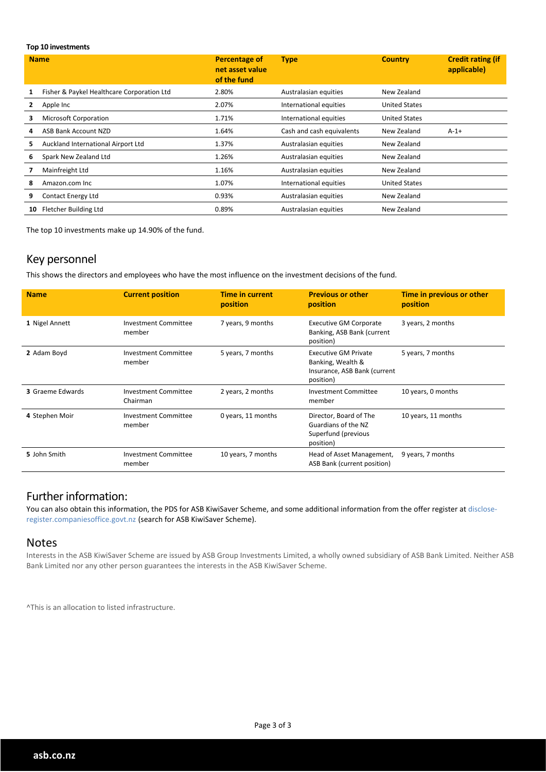**Top 10 investments**

| | Name | Percentage of net asset value of the fund | Type | Country | Credit rating (if applicable) |
|---|---|---|---|---|---|
| 1 | Fisher & Paykel Healthcare Corporation Ltd | 2.80% | Australasian equities | New Zealand | |
| 2 | Apple Inc | 2.07% | International equities | United States | |
| 3 | Microsoft Corporation | 1.71% | International equities | United States | |
| 4 | ASB Bank Account NZD | 1.64% | Cash and cash equivalents | New Zealand | A-1+ |
| 5 | Auckland International Airport Ltd | 1.37% | Australasian equities | New Zealand | |
| 6 | Spark New Zealand Ltd | 1.26% | Australasian equities | New Zealand | |
| 7 | Mainfreight Ltd | 1.16% | Australasian equities | New Zealand | |
| 8 | Amazon.com Inc | 1.07% | International equities | United States | |
| 9 | Contact Energy Ltd | 0.93% | Australasian equities | New Zealand | |
| 10 | Fletcher Building Ltd | 0.89% | Australasian equities | New Zealand | |

The top 10 investments make up 14.90% of the fund.

## Key personnel

This shows the directors and employees who have the most influence on the investment decisions of the fund.

| Name | Current position | Time in current position | Previous or other position | Time in previous or other position |
|---|---|---|---|---|
| 1 Nigel Annett | Investment Committee member | 7 years, 9 months | Executive GM Corporate Banking, ASB Bank (current position) | 3 years, 2 months |
| 2 Adam Boyd | Investment Committee member | 5 years, 7 months | Executive GM Private Banking, Wealth & Insurance, ASB Bank (current position) | 5 years, 7 months |
| 3 Graeme Edwards | Investment Committee Chairman | 2 years, 2 months | Investment Committee member | 10 years, 0 months |
| 4 Stephen Moir | Investment Committee member | 0 years, 11 months | Director, Board of The Guardians of the NZ Superfund (previous position) | 10 years, 11 months |
| 5 John Smith | Investment Committee member | 10 years, 7 months | Head of Asset Management, ASB Bank (current position) | 9 years, 7 months |

## Further information:

You can also obtain this information, the PDS for ASB KiwiSaver Scheme, and some additional information from the offer register at disclose-register.companiesoffice.govt.nz (search for ASB KiwiSaver Scheme).

## Notes

Interests in the ASB KiwiSaver Scheme are issued by ASB Group Investments Limited, a wholly owned subsidiary of ASB Bank Limited. Neither ASB Bank Limited nor any other person guarantees the interests in the ASB KiwiSaver Scheme.

^This is an allocation to listed infrastructure.

asb.co.nz